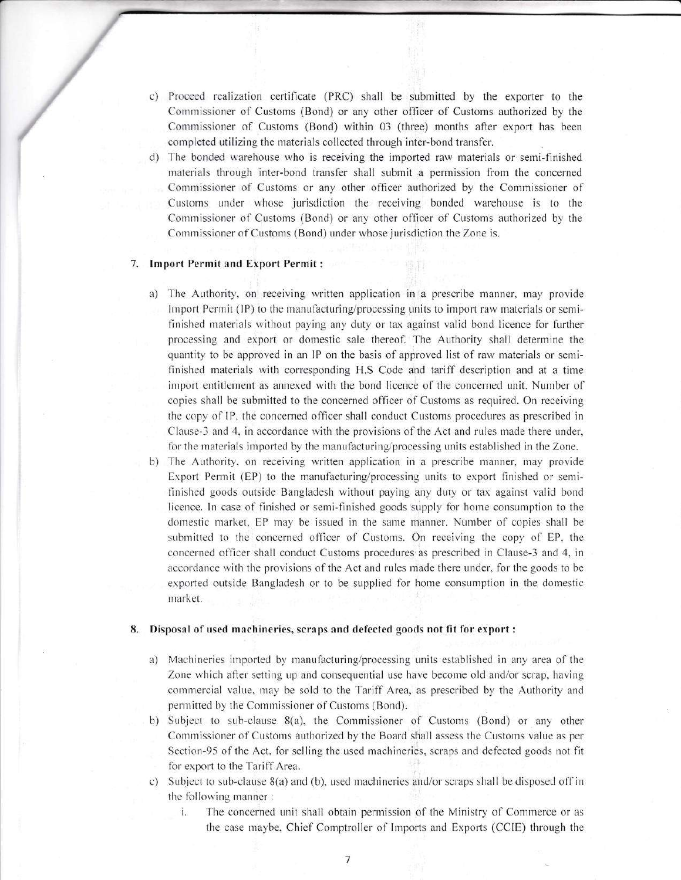c) Proceed realization certificate (PRC) shall be submitted by the exporter to the Commissioner of Customs (Bond) or any other officer of Customs authorized by the Commissioner of Customs (Bond) within 03 (three) months after export has been completed utilizing the materials collected through inter-bond transfer.

d) The bonded warehouse who is receiving the imported raw materials or semi-finished materials through inter-bond transfer shall submit a permission from the concerned Commissioner of Customs or any other officer authorized by the Commissioner of Customs under whose jurisdiction the receiving bonded warehouse is to the Commissioner of Customs (Bond) or any other officer of Customs authorized by the Commissioner of Customs (Bond) under whose jurisdiction the Zone is.

**7. Import Permit and Export Permit :**

a) The Authority, on receiving written application in a prescribe manner, may provide Import Permit (IP) to the manufacturing/processing units to import raw materials or semi-finished materials without paying any duty or tax against valid bond licence for further processing and export or domestic sale thereof. The Authority shall determine the quantity to be approved in an IP on the basis of approved list of raw materials or semi-finished materials with corresponding H.S Code and tariff description and at a time import entitlement as annexed with the bond licence of the concerned unit. Number of copies shall be submitted to the concerned officer of Customs as required. On receiving the copy of IP, the concerned officer shall conduct Customs procedures as prescribed in Clause-3 and 4, in accordance with the provisions of the Act and rules made there under, for the materials imported by the manufacturing/processing units established in the Zone.

b) The Authority, on receiving written application in a prescribe manner, may provide Export Permit (EP) to the manufacturing/processing units to export finished or semi-finished goods outside Bangladesh without paying any duty or tax against valid bond licence. In case of finished or semi-finished goods supply for home consumption to the domestic market, EP may be issued in the same manner. Number of copies shall be submitted to the concerned officer of Customs. On receiving the copy of EP, the concerned officer shall conduct Customs procedures as prescribed in Clause-3 and 4, in accordance with the provisions of the Act and rules made there under, for the goods to be exported outside Bangladesh or to be supplied for home consumption in the domestic market.

**8. Disposal of used machineries, scraps and defected goods not fit for export :**

a) Machineries imported by manufacturing/processing units established in any area of the Zone which after setting up and consequential use have become old and/or scrap, having commercial value, may be sold to the Tariff Area, as prescribed by the Authority and permitted by the Commissioner of Customs (Bond).

b) Subject to sub-clause 8(a), the Commissioner of Customs (Bond) or any other Commissioner of Customs authorized by the Board shall assess the Customs value as per Section-95 of the Act, for selling the used machineries, scraps and defected goods not fit for export to the Tariff Area.

c) Subject to sub-clause 8(a) and (b), used machineries and/or scraps shall be disposed off in the following manner :

   i. The concerned unit shall obtain permission of the Ministry of Commerce or as the case maybe, Chief Comptroller of Imports and Exports (CCIE) through the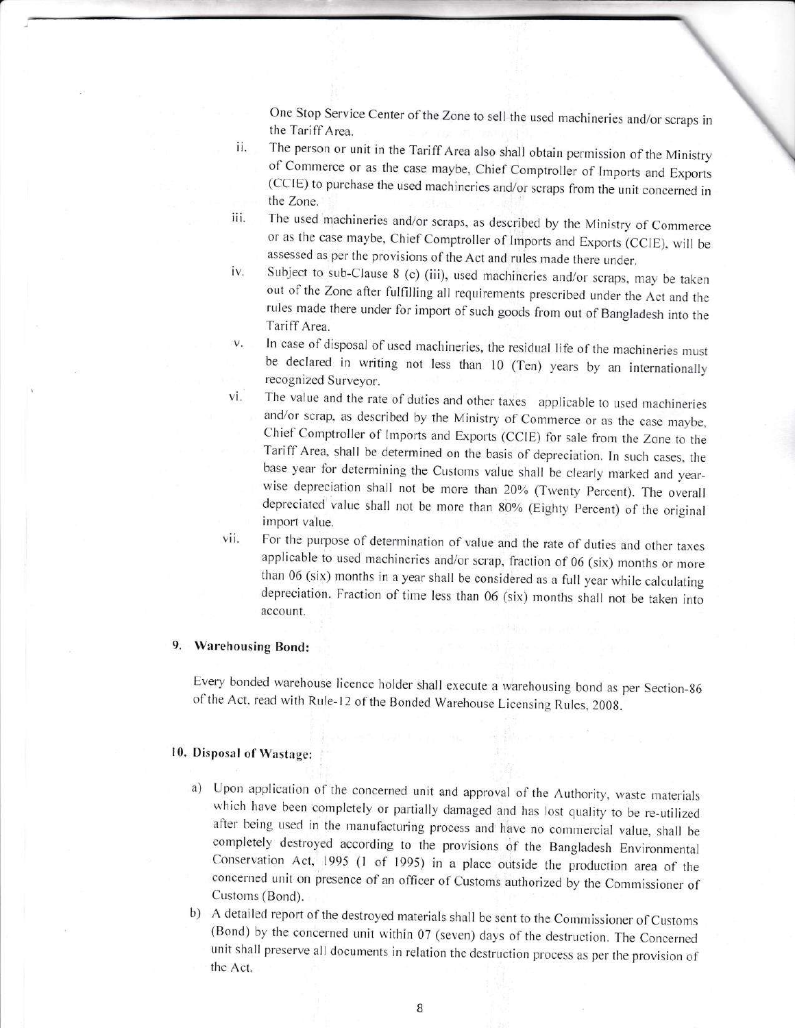One Stop Service Center of the Zone to sell the used machineries and/or scraps in the Tariff Area.

ii. The person or unit in the Tariff Area also shall obtain permission of the Ministry of Commerce or as the case maybe, Chief Comptroller of Imports and Exports (CCIE) to purchase the used machineries and/or scraps from the unit concerned in the Zone.

iii. The used machineries and/or scraps, as described by the Ministry of Commerce or as the case maybe, Chief Comptroller of Imports and Exports (CCIE), will be assessed as per the provisions of the Act and rules made there under.

iv. Subject to sub-Clause 8 (c) (iii), used machineries and/or scraps, may be taken out of the Zone after fulfilling all requirements prescribed under the Act and the rules made there under for import of such goods from out of Bangladesh into the Tariff Area.

v. In case of disposal of used machineries, the residual life of the machineries must be declared in writing not less than 10 (Ten) years by an internationally recognized Surveyor.

vi. The value and the rate of duties and other taxes applicable to used machineries and/or scrap, as described by the Ministry of Commerce or as the case maybe, Chief Comptroller of Imports and Exports (CCIE) for sale from the Zone to the Tariff Area, shall be determined on the basis of depreciation. In such cases, the base year for determining the Customs value shall be clearly marked and year-wise depreciation shall not be more than 20% (Twenty Percent). The overall depreciated value shall not be more than 80% (Eighty Percent) of the original import value.

vii. For the purpose of determination of value and the rate of duties and other taxes applicable to used machineries and/or scrap, fraction of 06 (six) months or more than 06 (six) months in a year shall be considered as a full year while calculating depreciation. Fraction of time less than 06 (six) months shall not be taken into account.

## 9. Warehousing Bond:

Every bonded warehouse licence holder shall execute a warehousing bond as per Section-86 of the Act, read with Rule-12 of the Bonded Warehouse Licensing Rules, 2008.

## 10. Disposal of Wastage:

a) Upon application of the concerned unit and approval of the Authority, waste materials which have been completely or partially damaged and has lost quality to be re-utilized after being used in the manufacturing process and have no commercial value, shall be completely destroyed according to the provisions of the Bangladesh Environmental Conservation Act, 1995 (1 of 1995) in a place outside the production area of the concerned unit on presence of an officer of Customs authorized by the Commissioner of Customs (Bond).

b) A detailed report of the destroyed materials shall be sent to the Commissioner of Customs (Bond) by the concerned unit within 07 (seven) days of the destruction. The Concerned unit shall preserve all documents in relation the destruction process as per the provision of the Act.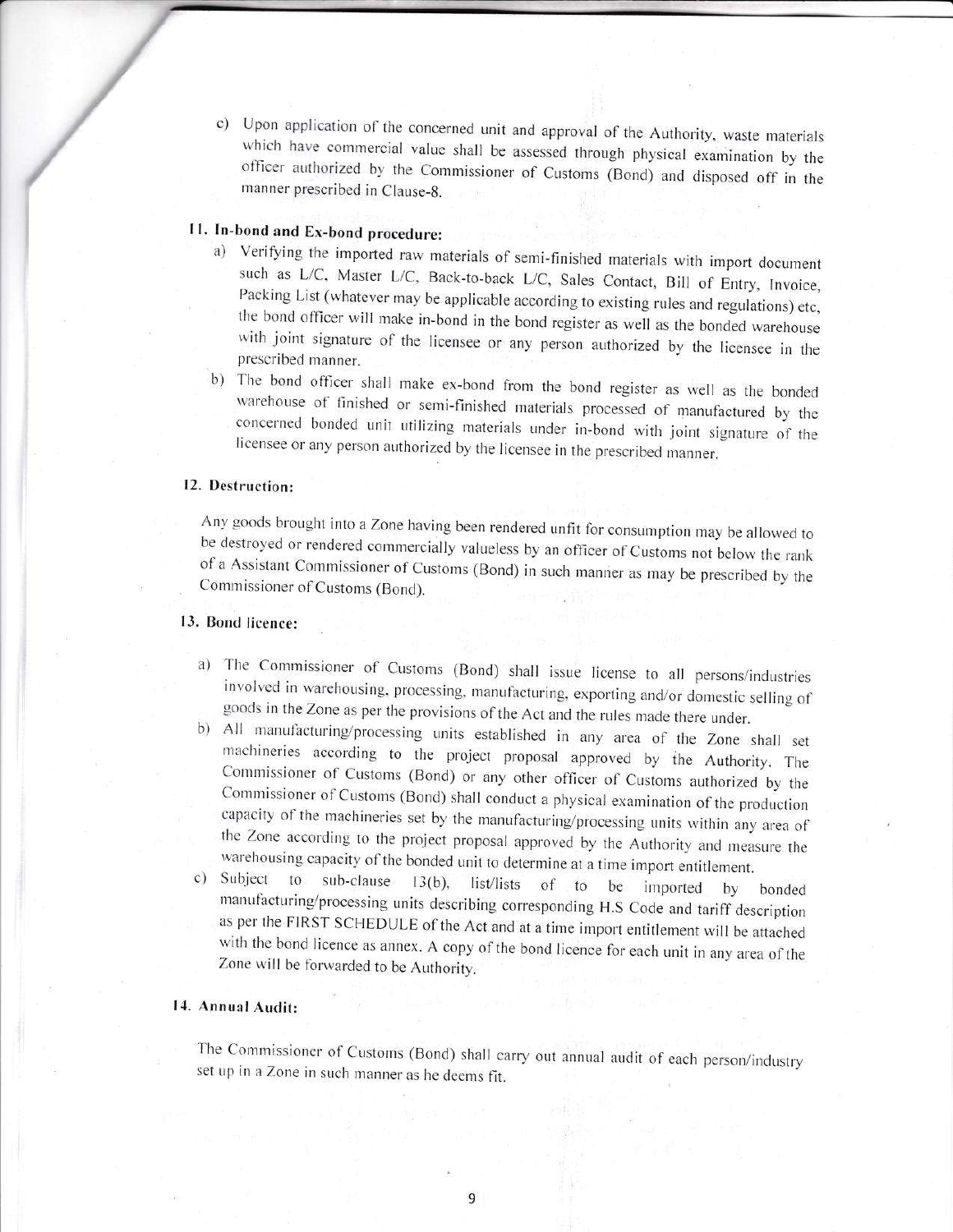c) Upon application of the concerned unit and approval of the Authority, waste materials which have commercial value shall be assessed through physical examination by the officer authorized by the Commissioner of Customs (Bond) and disposed off in the manner prescribed in Clause-8.

**11. In-bond and Ex-bond procedure:**

a) Verifying the imported raw materials of semi-finished materials with import document such as L/C, Master L/C, Back-to-back L/C, Sales Contact, Bill of Entry, Invoice, Packing List (whatever may be applicable according to existing rules and regulations) etc, the bond officer will make in-bond in the bond register as well as the bonded warehouse with joint signature of the licensee or any person authorized by the licensee in the prescribed manner.

b) The bond officer shall make ex-bond from the bond register as well as the bonded warehouse of finished or semi-finished materials processed of manufactured by the concerned bonded unit utilizing materials under in-bond with joint signature of the licensee or any person authorized by the licensee in the prescribed manner.

**12. Destruction:**

Any goods brought into a Zone having been rendered unfit for consumption may be allowed to be destroyed or rendered commercially valueless by an officer of Customs not below the rank of a Assistant Commissioner of Customs (Bond) in such manner as may be prescribed by the Commissioner of Customs (Bond).

**13. Bond licence:**

a) The Commissioner of Customs (Bond) shall issue license to all persons/industries involved in warehousing, processing, manufacturing, exporting and/or domestic selling of goods in the Zone as per the provisions of the Act and the rules made there under.

b) All manufacturing/processing units established in any area of the Zone shall set machineries according to the project proposal approved by the Authority. The Commissioner of Customs (Bond) or any other officer of Customs authorized by the Commissioner of Customs (Bond) shall conduct a physical examination of the production capacity of the machineries set by the manufacturing/processing units within any area of the Zone according to the project proposal approved by the Authority and measure the warehousing capacity of the bonded unit to determine at a time import entitlement.

c) Subject to sub-clause 13(b), list/lists of to be imported by bonded manufacturing/processing units describing corresponding H.S Code and tariff description as per the FIRST SCHEDULE of the Act and at a time import entitlement will be attached with the bond licence as annex. A copy of the bond licence for each unit in any area of the Zone will be forwarded to be Authority.

**14. Annual Audit:**

The Commissioner of Customs (Bond) shall carry out annual audit of each person/industry set up in a Zone in such manner as he deems fit.